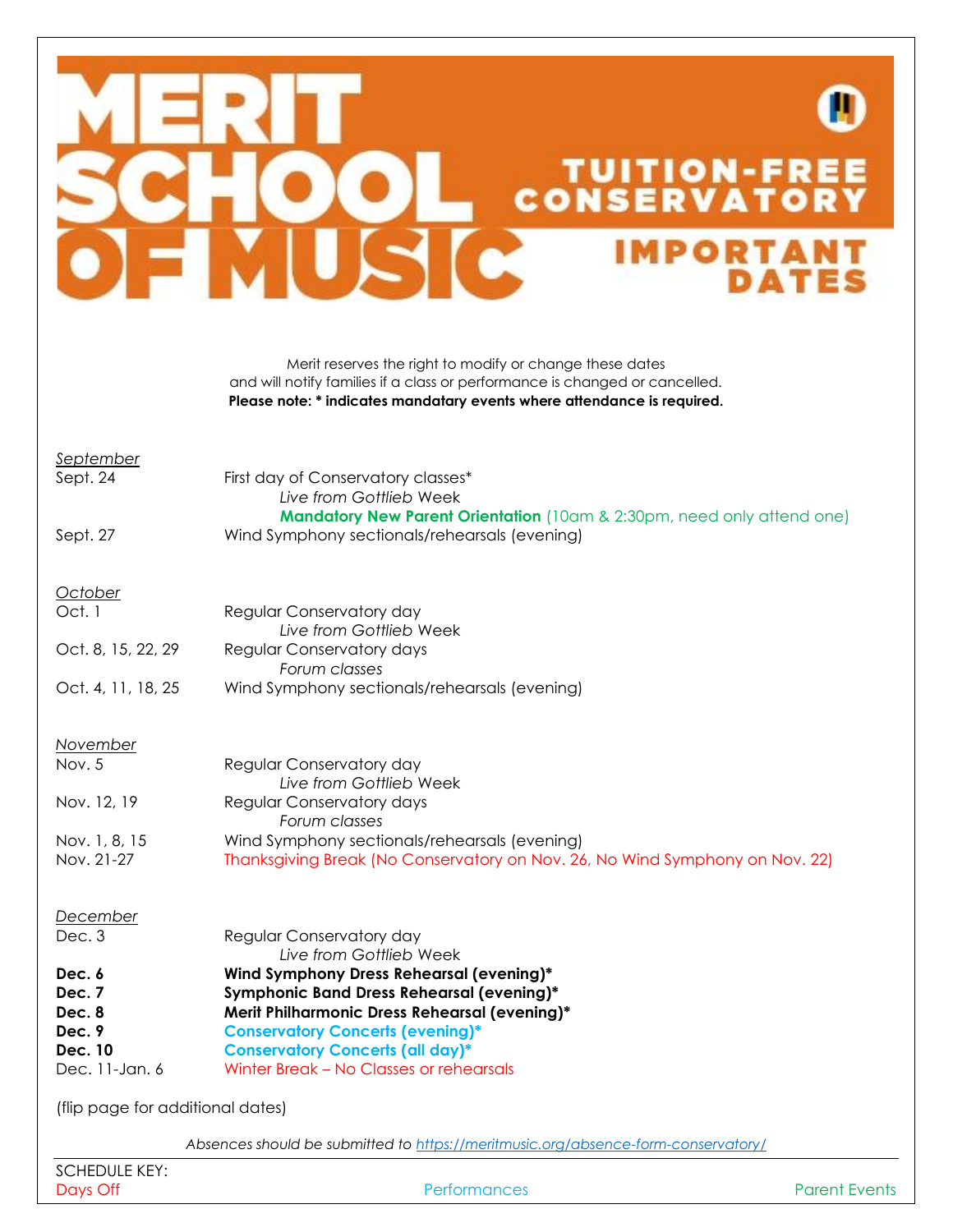# MERIT SCHOOL OF MUSIC

## TUITION-FREE CONSERVATORY

## IMPORTANT DATES

Merit reserves the right to modify or change these dates
and will notify families if a class or performance is changed or cancelled.
**Please note: * indicates mandatory events where attendance is required.**

<u>*September*</u>

| | |
|---|---|
| Sept. 24 | First day of Conservatory classes* |
| | *Live from Gottlieb* Week |
| | **Mandatory New Parent Orientation** (10am & 2:30pm, need only attend one) |
| Sept. 27 | Wind Symphony sectionals/rehearsals (evening) |

<u>*October*</u>

| | |
|---|---|
| Oct. 1 | Regular Conservatory day |
| | *Live from Gottlieb* Week |
| Oct. 8, 15, 22, 29 | Regular Conservatory days |
| | *Forum classes* |
| Oct. 4, 11, 18, 25 | Wind Symphony sectionals/rehearsals (evening) |

<u>*November*</u>

| | |
|---|---|
| Nov. 5 | Regular Conservatory day |
| | *Live from Gottlieb* Week |
| Nov. 12, 19 | Regular Conservatory days |
| | *Forum classes* |
| Nov. 1, 8, 15 | Wind Symphony sectionals/rehearsals (evening) |
| Nov. 21-27 | Thanksgiving Break (No Conservatory on Nov. 26, No Wind Symphony on Nov. 22) |

<u>*December*</u>

| | |
|---|---|
| Dec. 3 | Regular Conservatory day |
| | *Live from Gottlieb* Week |
| **Dec. 6** | **Wind Symphony Dress Rehearsal (evening)*** |
| **Dec. 7** | **Symphonic Band Dress Rehearsal (evening)*** |
| **Dec. 8** | **Merit Philharmonic Dress Rehearsal (evening)*** |
| **Dec. 9** | **Conservatory Concerts (evening)*** |
| **Dec. 10** | **Conservatory Concerts (all day)*** |
| Dec. 11-Jan. 6 | Winter Break – No Classes or rehearsals |

(flip page for additional dates)

*Absences should be submitted to [https://meritmusic.org/absence-form-conservatory/](https://meritmusic.org/absence-form-conservatory/)*

SCHEDULE KEY:
Days Off | Performances | Parent Events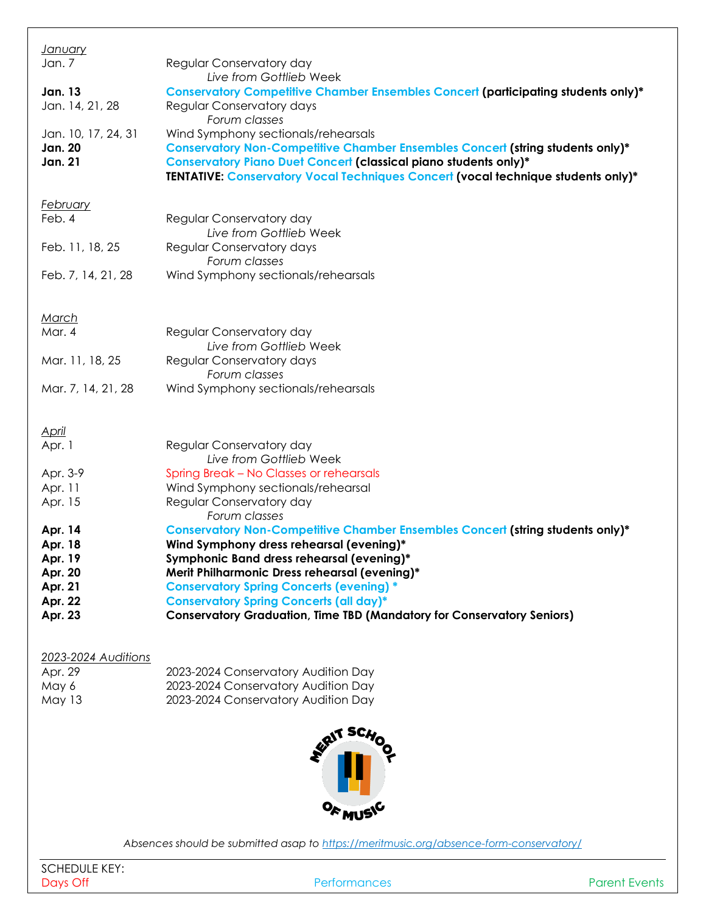*January*

| | |
|---|---|
| Jan. 7 | Regular Conservatory day<br>*Live from Gottlieb* Week |
| **Jan. 13** | **Conservatory Competitive Chamber Ensembles Concert (participating students only)*** |
| Jan. 14, 21, 28 | Regular Conservatory days<br>*Forum classes* |
| Jan. 10, 17, 24, 31 | Wind Symphony sectionals/rehearsals |
| **Jan. 20** | **Conservatory Non-Competitive Chamber Ensembles Concert (string students only)*** |
| **Jan. 21** | **Conservatory Piano Duet Concert (classical piano students only)***<br>**TENTATIVE: Conservatory Vocal Techniques Concert (vocal technique students only)*** |

*February*

| | |
|---|---|
| Feb. 4 | Regular Conservatory day<br>*Live from Gottlieb* Week |
| Feb. 11, 18, 25 | Regular Conservatory days<br>*Forum classes* |
| Feb. 7, 14, 21, 28 | Wind Symphony sectionals/rehearsals |

*March*

| | |
|---|---|
| Mar. 4 | Regular Conservatory day<br>*Live from Gottlieb* Week |
| Mar. 11, 18, 25 | Regular Conservatory days<br>*Forum classes* |
| Mar. 7, 14, 21, 28 | Wind Symphony sectionals/rehearsals |

*April*

| | |
|---|---|
| Apr. 1 | Regular Conservatory day<br>*Live from Gottlieb* Week |
| Apr. 3-9 | Spring Break – No Classes or rehearsals |
| Apr. 11 | Wind Symphony sectionals/rehearsal |
| Apr. 15 | Regular Conservatory day<br>*Forum classes* |
| **Apr. 14** | **Conservatory Non-Competitive Chamber Ensembles Concert (string students only)*** |
| **Apr. 18** | **Wind Symphony dress rehearsal (evening)*** |
| **Apr. 19** | **Symphonic Band dress rehearsal (evening)*** |
| **Apr. 20** | **Merit Philharmonic Dress rehearsal (evening)*** |
| **Apr. 21** | **Conservatory Spring Concerts (evening) *** |
| **Apr. 22** | **Conservatory Spring Concerts (all day)*** |
| **Apr. 23** | **Conservatory Graduation, Time TBD (Mandatory for Conservatory Seniors)** |

*2023-2024 Auditions*

| | |
|---|---|
| Apr. 29 | 2023-2024 Conservatory Audition Day |
| May 6 | 2023-2024 Conservatory Audition Day |
| May 13 | 2023-2024 Conservatory Audition Day |

MERIT SCHOOL OF MUSIC

*Absences should be submitted asap to https://meritmusic.org/absence-form-conservatory/*

SCHEDULE KEY:
Days Off Performances Parent Events